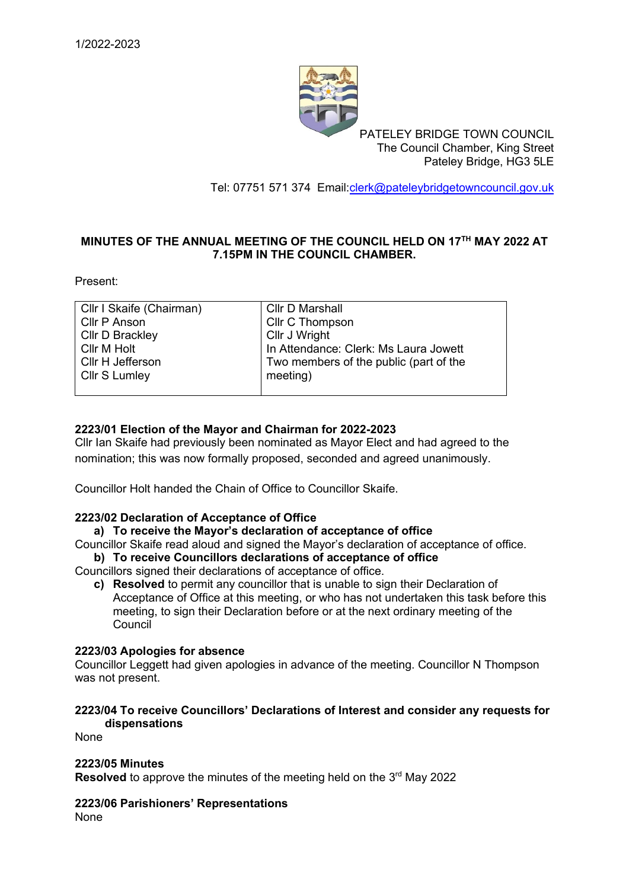1/2022-2023

PATELEY BRIDGE TOWN COUNCIL
The Council Chamber, King Street
Pateley Bridge, HG3 5LE

Tel: 07751 571 374 Email:clerk@pateleybridgetowncouncil.gov.uk

**MINUTES OF THE ANNUAL MEETING OF THE COUNCIL HELD ON 17TH MAY 2022 AT 7.15PM IN THE COUNCIL CHAMBER.**

Present:

| | |
|---|---|
| Cllr I Skaife (Chairman) | Cllr D Marshall |
| Cllr P Anson | Cllr C Thompson |
| Cllr D Brackley | Cllr J Wright |
| Cllr M Holt | In Attendance: Clerk: Ms Laura Jowett |
| Cllr H Jefferson | Two members of the public (part of the meeting) |
| Cllr S Lumley | |

**2223/01 Election of the Mayor and Chairman for 2022-2023**

Cllr Ian Skaife had previously been nominated as Mayor Elect and had agreed to the nomination; this was now formally proposed, seconded and agreed unanimously.

Councillor Holt handed the Chain of Office to Councillor Skaife.

**2223/02 Declaration of Acceptance of Office**

**a) To receive the Mayor's declaration of acceptance of office**

Councillor Skaife read aloud and signed the Mayor's declaration of acceptance of office.

**b) To receive Councillors declarations of acceptance of office**

Councillors signed their declarations of acceptance of office.

**c) Resolved** to permit any councillor that is unable to sign their Declaration of Acceptance of Office at this meeting, or who has not undertaken this task before this meeting, to sign their Declaration before or at the next ordinary meeting of the Council

**2223/03 Apologies for absence**

Councillor Leggett had given apologies in advance of the meeting. Councillor N Thompson was not present.

**2223/04 To receive Councillors' Declarations of Interest and consider any requests for dispensations**

None

**2223/05 Minutes**

**Resolved** to approve the minutes of the meeting held on the 3rd May 2022

**2223/06 Parishioners' Representations**

None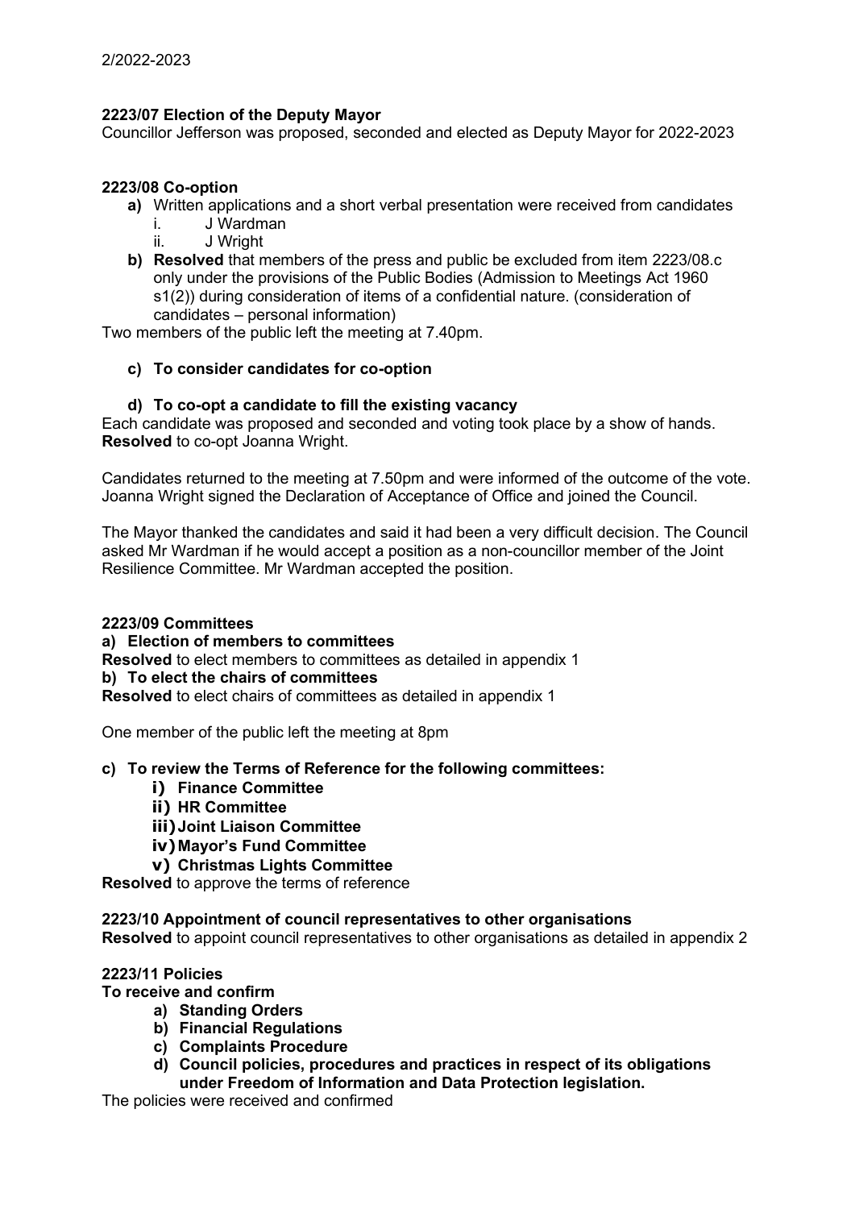**2223/07 Election of the Deputy Mayor**

Councillor Jefferson was proposed, seconded and elected as Deputy Mayor for 2022-2023

**2223/08 Co-option**

- **a)** Written applications and a short verbal presentation were received from candidates
  - i. J Wardman
  - ii. J Wright
- **b)** **Resolved** that members of the press and public be excluded from item 2223/08.c only under the provisions of the Public Bodies (Admission to Meetings Act 1960 s1(2)) during consideration of items of a confidential nature. (consideration of candidates – personal information)

Two members of the public left the meeting at 7.40pm.

- **c) To consider candidates for co-option**

- **d) To co-opt a candidate to fill the existing vacancy**

Each candidate was proposed and seconded and voting took place by a show of hands. **Resolved** to co-opt Joanna Wright.

Candidates returned to the meeting at 7.50pm and were informed of the outcome of the vote. Joanna Wright signed the Declaration of Acceptance of Office and joined the Council.

The Mayor thanked the candidates and said it had been a very difficult decision. The Council asked Mr Wardman if he would accept a position as a non-councillor member of the Joint Resilience Committee. Mr Wardman accepted the position.

**2223/09 Committees**

**a) Election of members to committees**

**Resolved** to elect members to committees as detailed in appendix 1

**b) To elect the chairs of committees**

**Resolved** to elect chairs of committees as detailed in appendix 1

One member of the public left the meeting at 8pm

**c) To review the Terms of Reference for the following committees:**

- **i) Finance Committee**
- **ii) HR Committee**
- **iii) Joint Liaison Committee**
- **iv) Mayor's Fund Committee**
- **v) Christmas Lights Committee**

**Resolved** to approve the terms of reference

**2223/10 Appointment of council representatives to other organisations**

**Resolved** to appoint council representatives to other organisations as detailed in appendix 2

**2223/11 Policies**

**To receive and confirm**

- **a) Standing Orders**
- **b) Financial Regulations**
- **c) Complaints Procedure**
- **d) Council policies, procedures and practices in respect of its obligations under Freedom of Information and Data Protection legislation.**

The policies were received and confirmed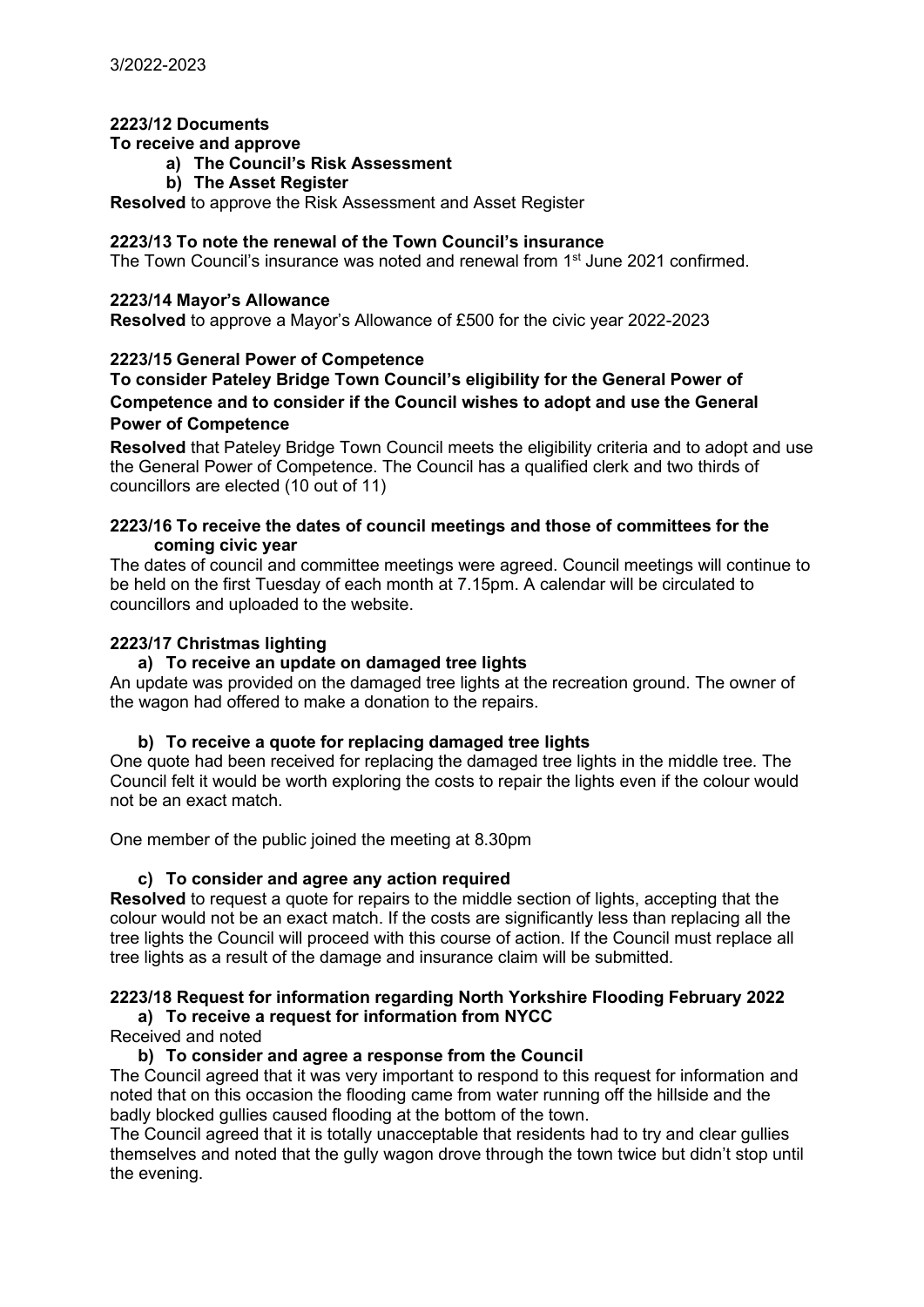## 2223/12 Documents

**To receive and approve**

- **a) The Council's Risk Assessment**
- **b) The Asset Register**

**Resolved** to approve the Risk Assessment and Asset Register

## 2223/13 To note the renewal of the Town Council's insurance

The Town Council's insurance was noted and renewal from 1st June 2021 confirmed.

## 2223/14 Mayor's Allowance

**Resolved** to approve a Mayor's Allowance of £500 for the civic year 2022-2023

## 2223/15 General Power of Competence

**To consider Pateley Bridge Town Council's eligibility for the General Power of Competence and to consider if the Council wishes to adopt and use the General Power of Competence**

**Resolved** that Pateley Bridge Town Council meets the eligibility criteria and to adopt and use the General Power of Competence. The Council has a qualified clerk and two thirds of councillors are elected (10 out of 11)

## 2223/16 To receive the dates of council meetings and those of committees for the coming civic year

The dates of council and committee meetings were agreed. Council meetings will continue to be held on the first Tuesday of each month at 7.15pm. A calendar will be circulated to councillors and uploaded to the website.

## 2223/17 Christmas lighting

### a) To receive an update on damaged tree lights

An update was provided on the damaged tree lights at the recreation ground. The owner of the wagon had offered to make a donation to the repairs.

### b) To receive a quote for replacing damaged tree lights

One quote had been received for replacing the damaged tree lights in the middle tree. The Council felt it would be worth exploring the costs to repair the lights even if the colour would not be an exact match.

One member of the public joined the meeting at 8.30pm

### c) To consider and agree any action required

**Resolved** to request a quote for repairs to the middle section of lights, accepting that the colour would not be an exact match. If the costs are significantly less than replacing all the tree lights the Council will proceed with this course of action. If the Council must replace all tree lights as a result of the damage and insurance claim will be submitted.

## 2223/18 Request for information regarding North Yorkshire Flooding February 2022

### a) To receive a request for information from NYCC

Received and noted

### b) To consider and agree a response from the Council

The Council agreed that it was very important to respond to this request for information and noted that on this occasion the flooding came from water running off the hillside and the badly blocked gullies caused flooding at the bottom of the town.

The Council agreed that it is totally unacceptable that residents had to try and clear gullies themselves and noted that the gully wagon drove through the town twice but didn't stop until the evening.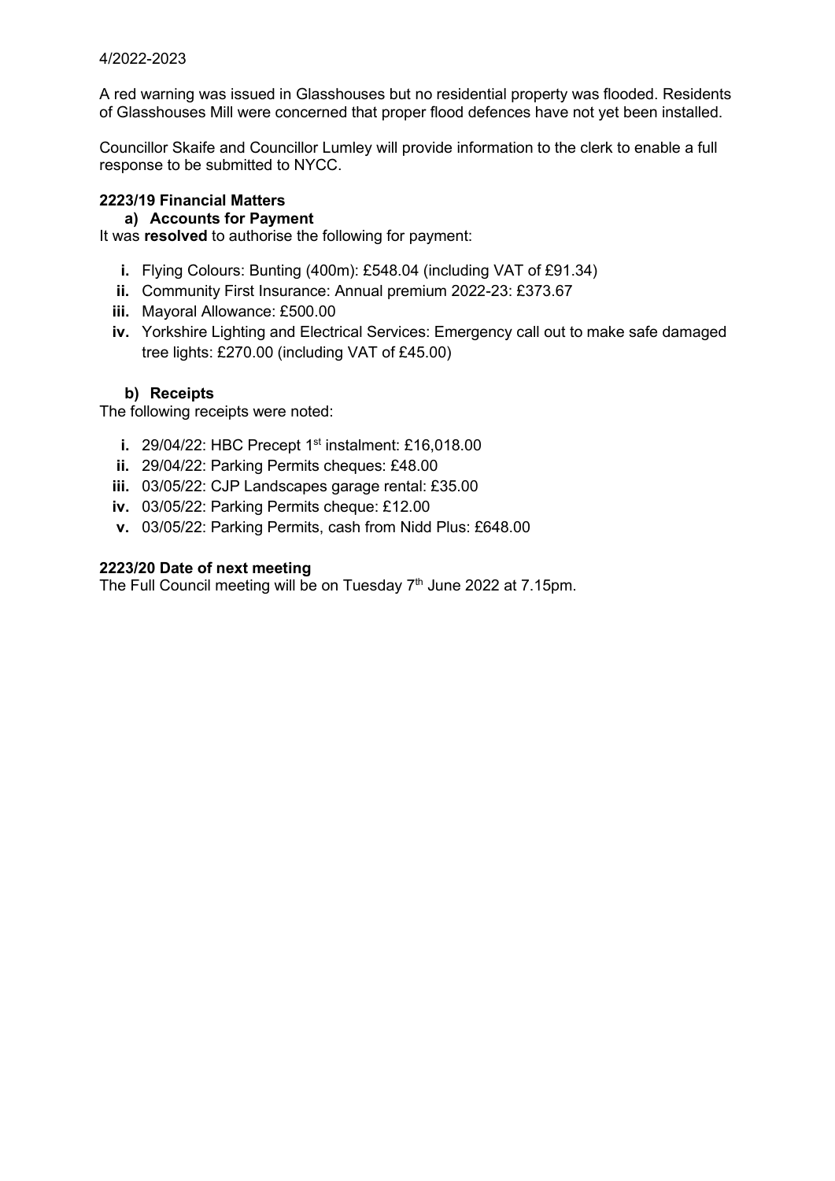A red warning was issued in Glasshouses but no residential property was flooded. Residents of Glasshouses Mill were concerned that proper flood defences have not yet been installed.

Councillor Skaife and Councillor Lumley will provide information to the clerk to enable a full response to be submitted to NYCC.

### 2223/19 Financial Matters

#### a) Accounts for Payment

It was **resolved** to authorise the following for payment:

- **i.** Flying Colours: Bunting (400m): £548.04 (including VAT of £91.34)
- **ii.** Community First Insurance: Annual premium 2022-23: £373.67
- **iii.** Mayoral Allowance: £500.00
- **iv.** Yorkshire Lighting and Electrical Services: Emergency call out to make safe damaged tree lights: £270.00 (including VAT of £45.00)

#### b) Receipts

The following receipts were noted:

- **i.** 29/04/22: HBC Precept 1st instalment: £16,018.00
- **ii.** 29/04/22: Parking Permits cheques: £48.00
- **iii.** 03/05/22: CJP Landscapes garage rental: £35.00
- **iv.** 03/05/22: Parking Permits cheque: £12.00
- **v.** 03/05/22: Parking Permits, cash from Nidd Plus: £648.00

### 2223/20 Date of next meeting

The Full Council meeting will be on Tuesday 7th June 2022 at 7.15pm.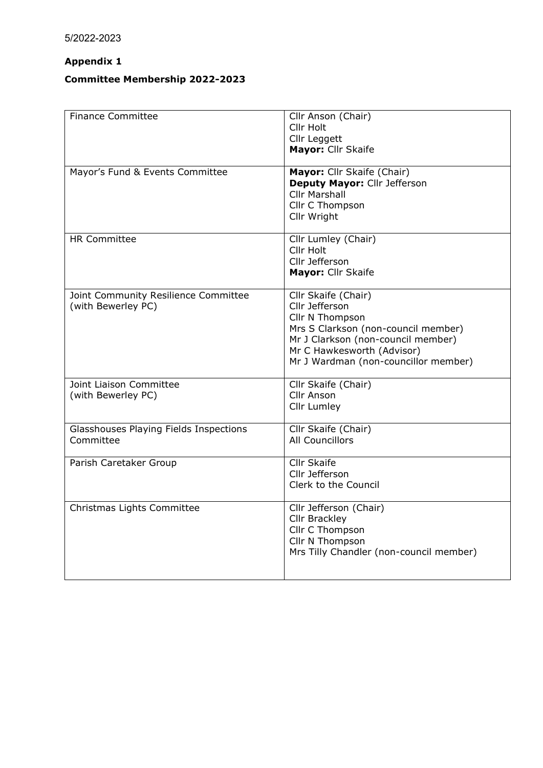5/2022-2023

**Appendix 1**

**Committee Membership 2022-2023**

| Committee | Members |
|---|---|
| Finance Committee | Cllr Anson (Chair)<br>Cllr Holt<br>Cllr Leggett<br>**Mayor:** Cllr Skaife |
| Mayor's Fund & Events Committee | **Mayor:** Cllr Skaife (Chair)<br>**Deputy Mayor:** Cllr Jefferson<br>Cllr Marshall<br>Cllr C Thompson<br>Cllr Wright |
| HR Committee | Cllr Lumley (Chair)<br>Cllr Holt<br>Cllr Jefferson<br>**Mayor:** Cllr Skaife |
| Joint Community Resilience Committee (with Bewerley PC) | Cllr Skaife (Chair)<br>Cllr Jefferson<br>Cllr N Thompson<br>Mrs S Clarkson (non-council member)<br>Mr J Clarkson (non-council member)<br>Mr C Hawkesworth (Advisor)<br>Mr J Wardman (non-councillor member) |
| Joint Liaison Committee (with Bewerley PC) | Cllr Skaife (Chair)<br>Cllr Anson<br>Cllr Lumley |
| Glasshouses Playing Fields Inspections Committee | Cllr Skaife (Chair)<br>All Councillors |
| Parish Caretaker Group | Cllr Skaife<br>Cllr Jefferson<br>Clerk to the Council |
| Christmas Lights Committee | Cllr Jefferson (Chair)<br>Cllr Brackley<br>Cllr C Thompson<br>Cllr N Thompson<br>Mrs Tilly Chandler (non-council member) |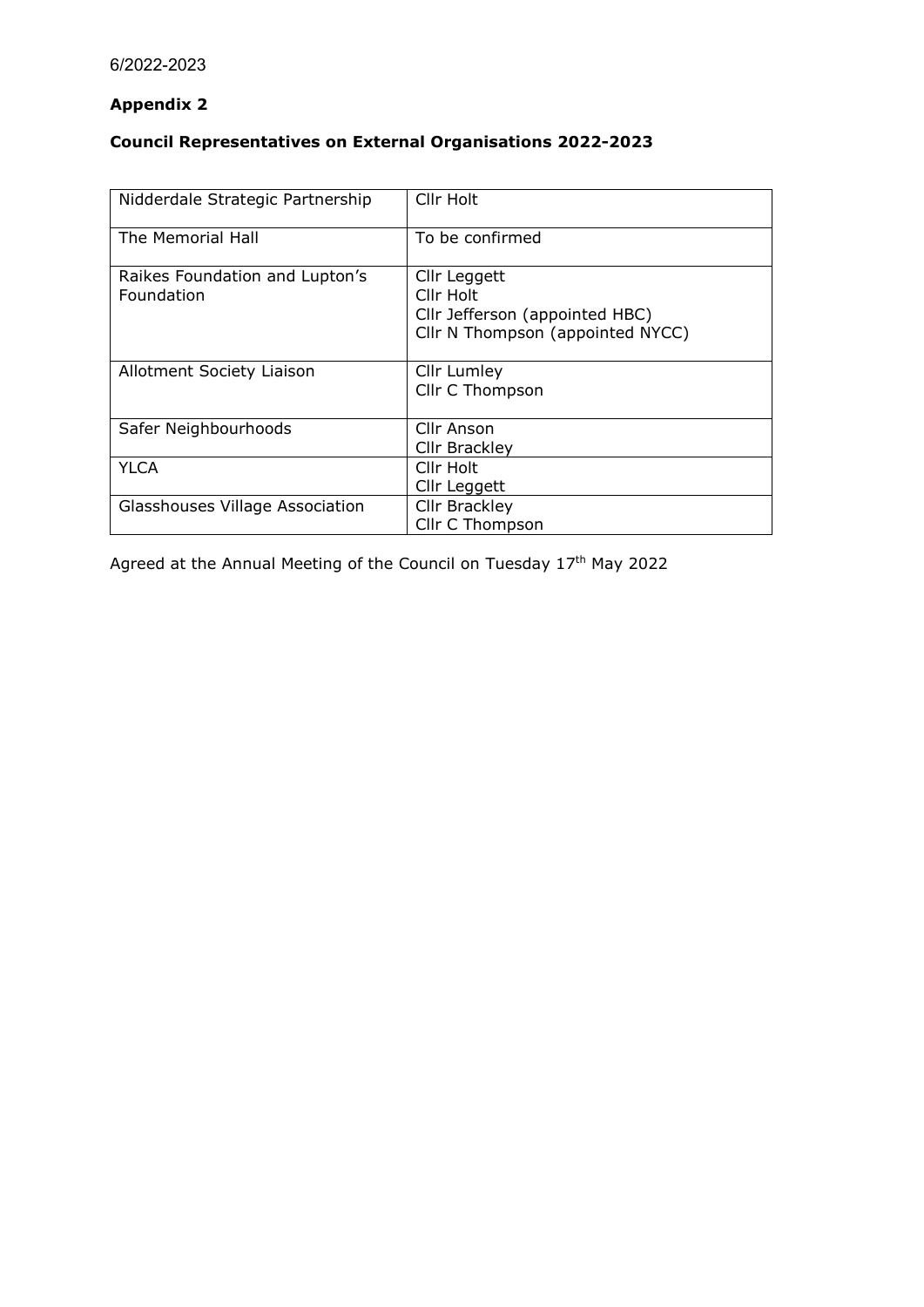6/2022-2023

**Appendix 2**

**Council Representatives on External Organisations 2022-2023**

| | |
|---|---|
| Nidderdale Strategic Partnership | Cllr Holt |
| The Memorial Hall | To be confirmed |
| Raikes Foundation and Lupton's Foundation | Cllr Leggett<br>Cllr Holt<br>Cllr Jefferson (appointed HBC)<br>Cllr N Thompson (appointed NYCC) |
| Allotment Society Liaison | Cllr Lumley<br>Cllr C Thompson |
| Safer Neighbourhoods | Cllr Anson<br>Cllr Brackley |
| YLCA | Cllr Holt<br>Cllr Leggett |
| Glasshouses Village Association | Cllr Brackley<br>Cllr C Thompson |

Agreed at the Annual Meeting of the Council on Tuesday 17th May 2022